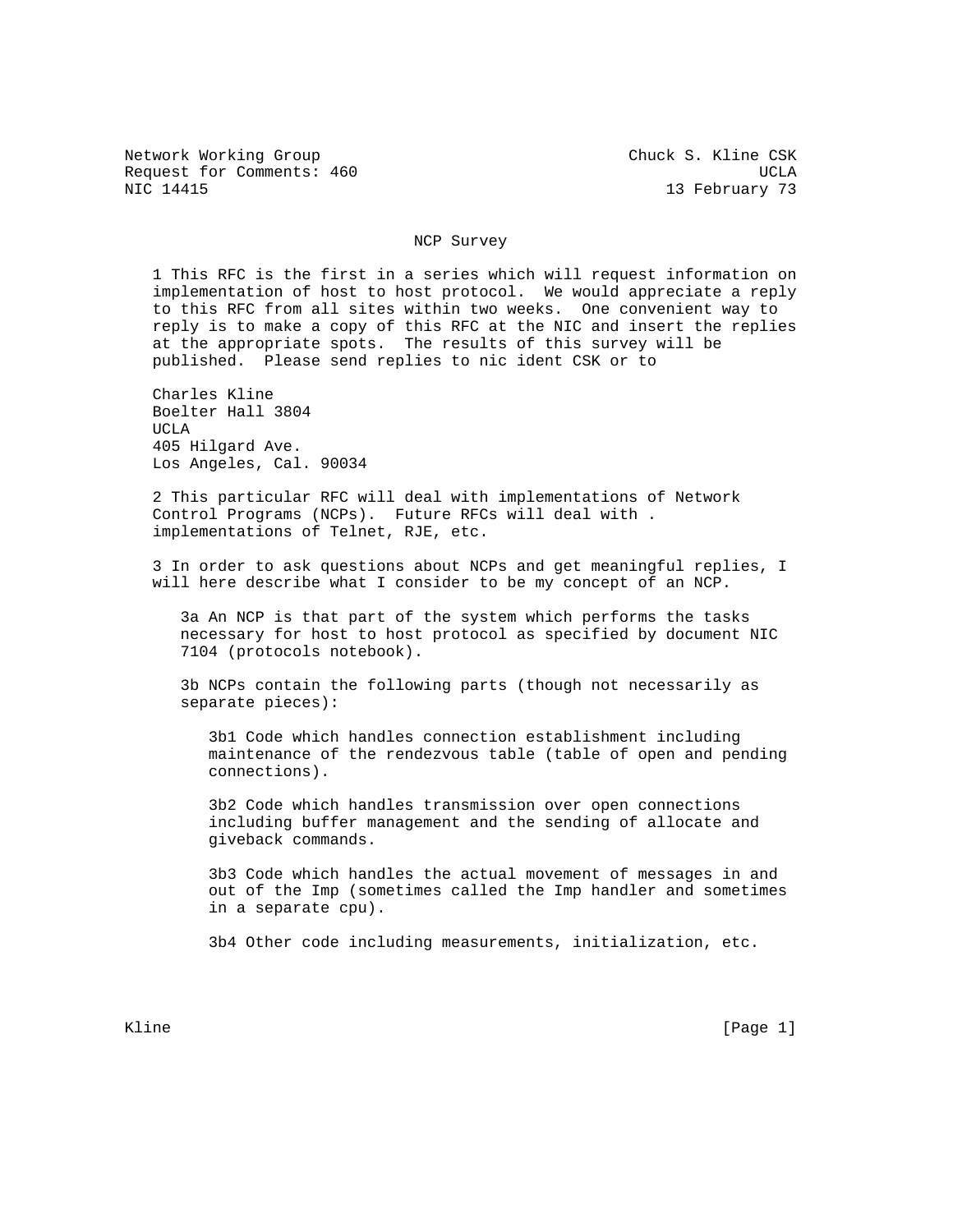Network Working Group Chuck S. Kline CSK
Request for Comments: 460 UCLA
NIC 14415 13 February 73

# NCP Survey

1 This RFC is the first in a series which will request information on implementation of host to host protocol. We would appreciate a reply to this RFC from all sites within two weeks. One convenient way to reply is to make a copy of this RFC at the NIC and insert the replies at the appropriate spots. The results of this survey will be published. Please send replies to nic ident CSK or to

Charles Kline
Boelter Hall 3804
UCLA
405 Hilgard Ave.
Los Angeles, Cal. 90034

2 This particular RFC will deal with implementations of Network Control Programs (NCPs). Future RFCs will deal with . implementations of Telnet, RJE, etc.

3 In order to ask questions about NCPs and get meaningful replies, I will here describe what I consider to be my concept of an NCP.

3a An NCP is that part of the system which performs the tasks necessary for host to host protocol as specified by document NIC 7104 (protocols notebook).

3b NCPs contain the following parts (though not necessarily as separate pieces):

3b1 Code which handles connection establishment including maintenance of the rendezvous table (table of open and pending connections).

3b2 Code which handles transmission over open connections including buffer management and the sending of allocate and giveback commands.

3b3 Code which handles the actual movement of messages in and out of the Imp (sometimes called the Imp handler and sometimes in a separate cpu).

3b4 Other code including measurements, initialization, etc.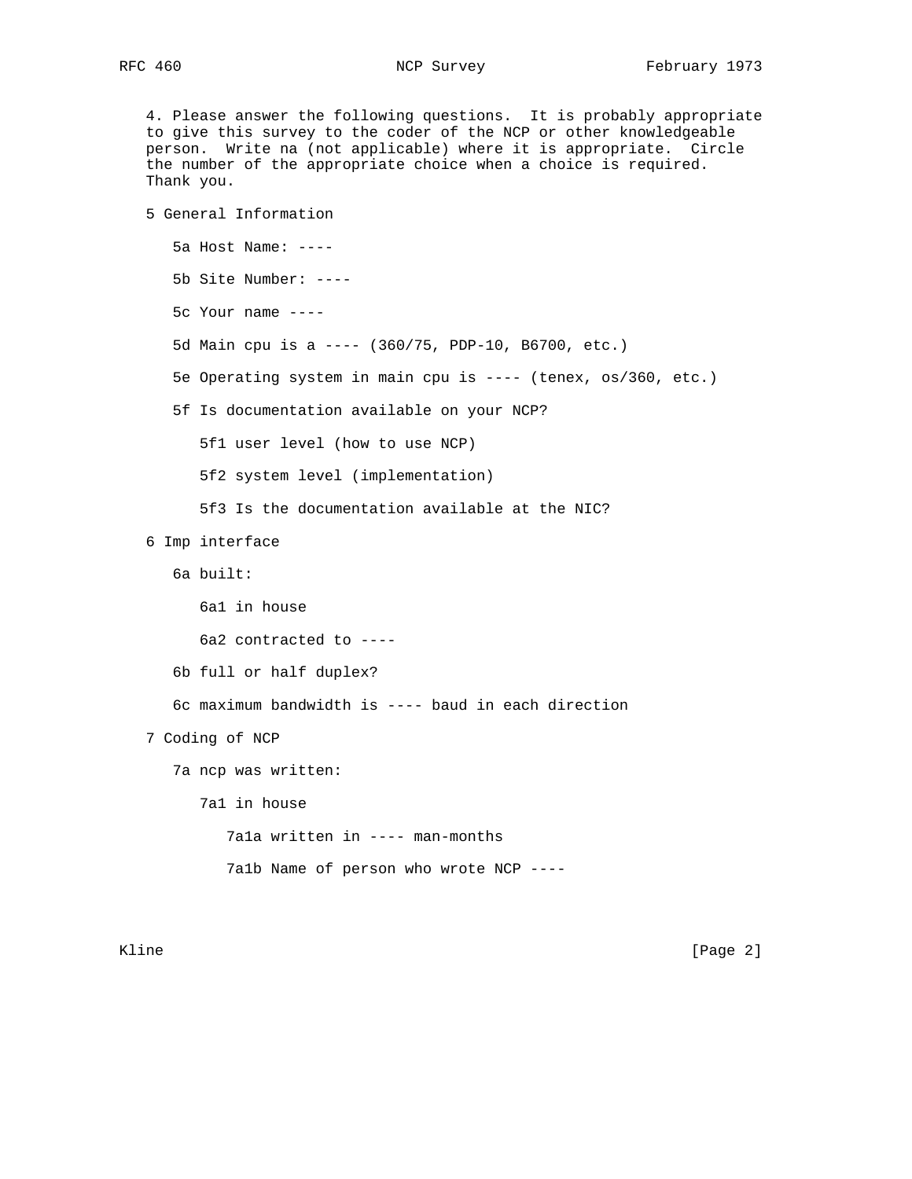4. Please answer the following questions. It is probably appropriate to give this survey to the coder of the NCP or other knowledgeable person. Write na (not applicable) where it is appropriate. Circle the number of the appropriate choice when a choice is required. Thank you.

5 General Information

- 5a Host Name: ----
- 5b Site Number: ----
- 5c Your name ----
- 5d Main cpu is a ---- (360/75, PDP-10, B6700, etc.)
- 5e Operating system in main cpu is ---- (tenex, os/360, etc.)
- 5f Is documentation available on your NCP?
  - 5f1 user level (how to use NCP)
  - 5f2 system level (implementation)
  - 5f3 Is the documentation available at the NIC?

6 Imp interface

- 6a built:
  - 6a1 in house
  - 6a2 contracted to ----
- 6b full or half duplex?
- 6c maximum bandwidth is ---- baud in each direction

7 Coding of NCP

- 7a ncp was written:
  - 7a1 in house
    - 7a1a written in ---- man-months
    - 7a1b Name of person who wrote NCP ----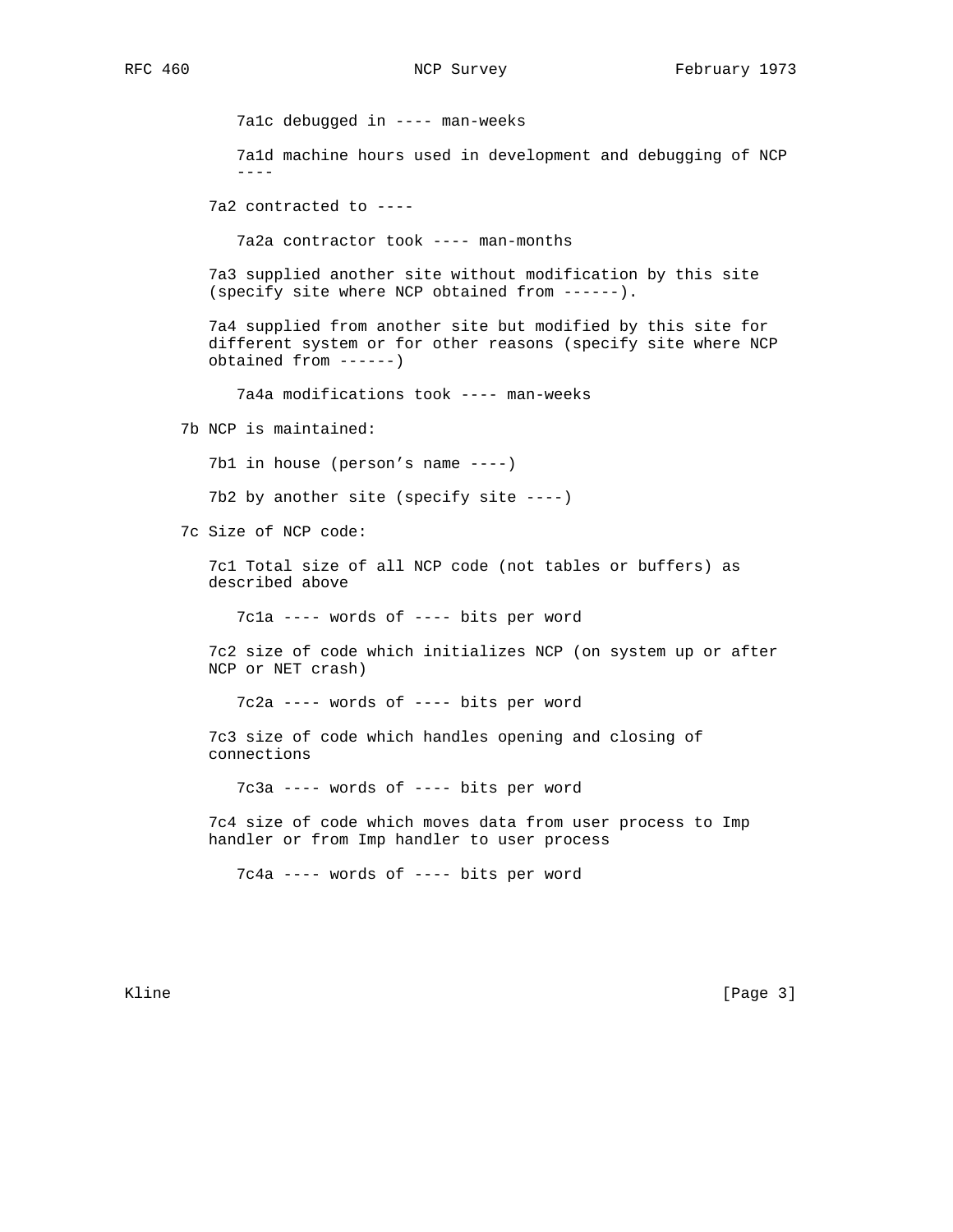7a1c debugged in ---- man-weeks

7a1d machine hours used in development and debugging of NCP ----

7a2 contracted to ----

7a2a contractor took ---- man-months

7a3 supplied another site without modification by this site (specify site where NCP obtained from ------).

7a4 supplied from another site but modified by this site for different system or for other reasons (specify site where NCP obtained from ------)

7a4a modifications took ---- man-weeks

7b NCP is maintained:

7b1 in house (person's name ----)

7b2 by another site (specify site ----)

7c Size of NCP code:

7c1 Total size of all NCP code (not tables or buffers) as described above

7c1a ---- words of ---- bits per word

7c2 size of code which initializes NCP (on system up or after NCP or NET crash)

7c2a ---- words of ---- bits per word

7c3 size of code which handles opening and closing of connections

7c3a ---- words of ---- bits per word

7c4 size of code which moves data from user process to Imp handler or from Imp handler to user process

7c4a ---- words of ---- bits per word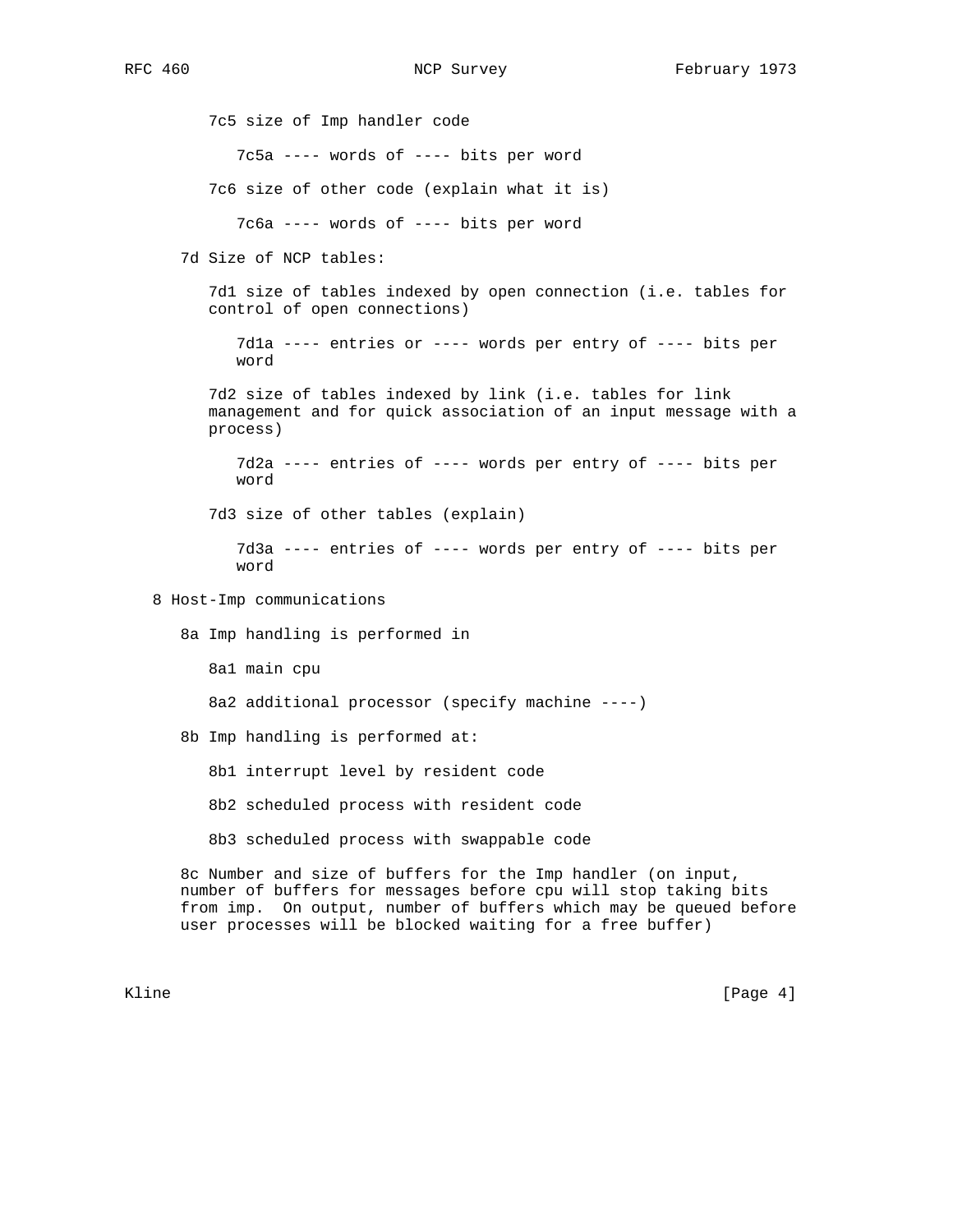7c5 size of Imp handler code

7c5a ---- words of ---- bits per word

7c6 size of other code (explain what it is)

7c6a ---- words of ---- bits per word

7d Size of NCP tables:

7d1 size of tables indexed by open connection (i.e. tables for control of open connections)

7d1a ---- entries or ---- words per entry of ---- bits per word

7d2 size of tables indexed by link (i.e. tables for link management and for quick association of an input message with a process)

7d2a ---- entries of ---- words per entry of ---- bits per word

7d3 size of other tables (explain)

7d3a ---- entries of ---- words per entry of ---- bits per word

8 Host-Imp communications

8a Imp handling is performed in

8a1 main cpu

8a2 additional processor (specify machine ----)

8b Imp handling is performed at:

8b1 interrupt level by resident code

8b2 scheduled process with resident code

8b3 scheduled process with swappable code

8c Number and size of buffers for the Imp handler (on input, number of buffers for messages before cpu will stop taking bits from imp. On output, number of buffers which may be queued before user processes will be blocked waiting for a free buffer)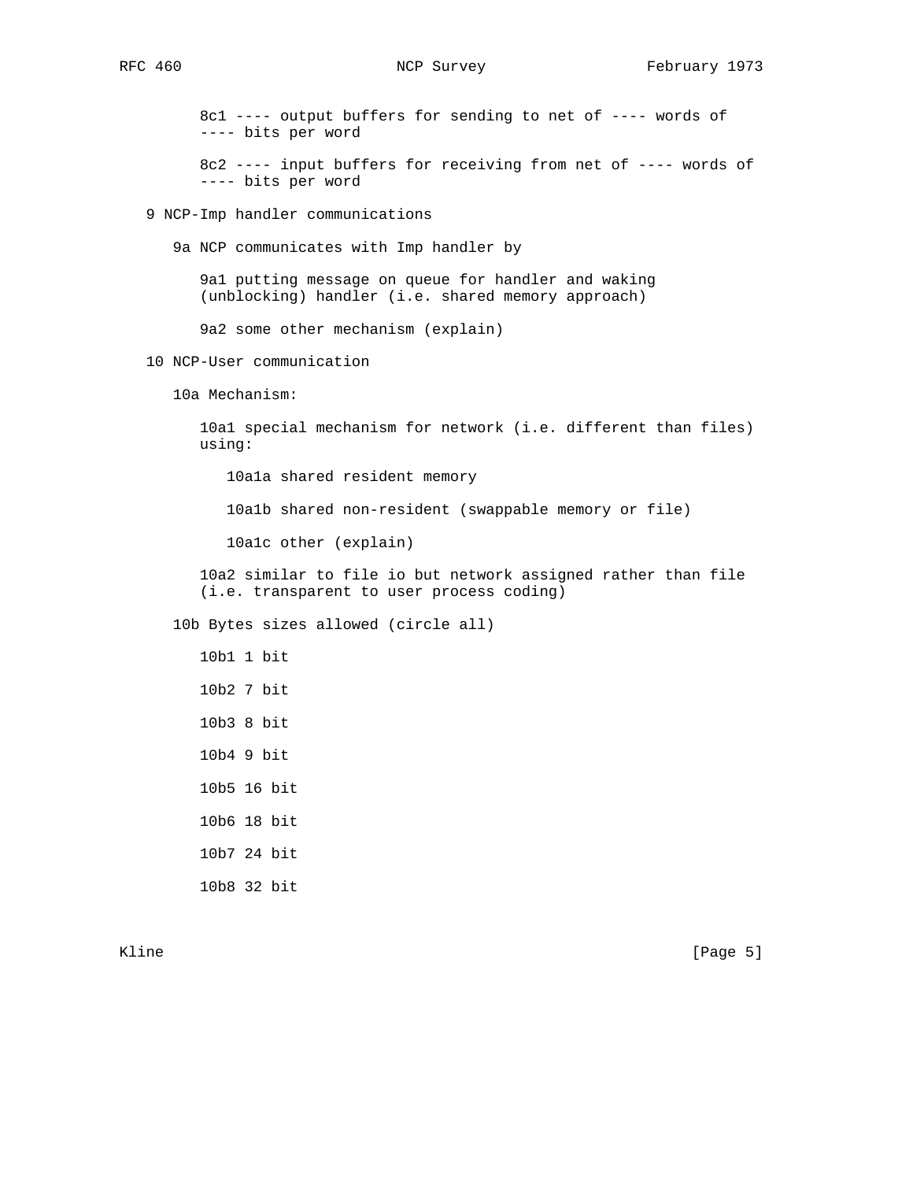8c1 ---- output buffers for sending to net of ---- words of ---- bits per word

8c2 ---- input buffers for receiving from net of ---- words of ---- bits per word

9 NCP-Imp handler communications

9a NCP communicates with Imp handler by

9a1 putting message on queue for handler and waking (unblocking) handler (i.e. shared memory approach)

9a2 some other mechanism (explain)

10 NCP-User communication

10a Mechanism:

10a1 special mechanism for network (i.e. different than files) using:

10a1a shared resident memory

10a1b shared non-resident (swappable memory or file)

10a1c other (explain)

10a2 similar to file io but network assigned rather than file (i.e. transparent to user process coding)

10b Bytes sizes allowed (circle all)

10b1 1 bit

10b2 7 bit

10b3 8 bit

10b4 9 bit

10b5 16 bit

10b6 18 bit

10b7 24 bit

10b8 32 bit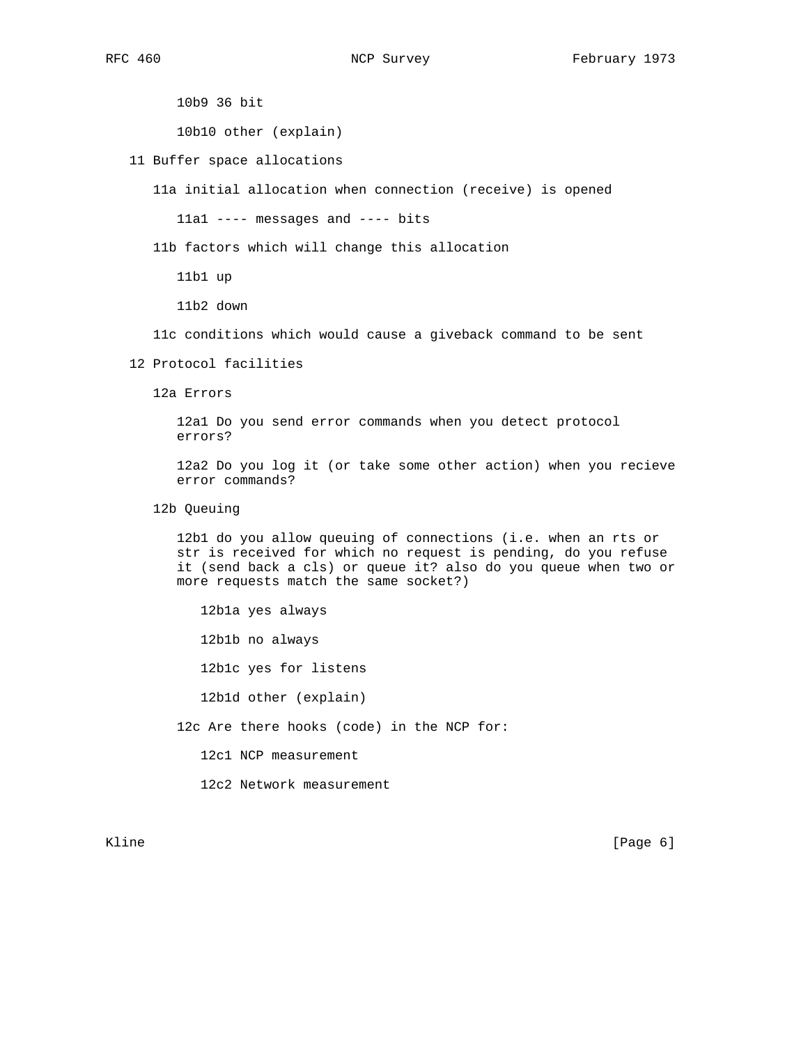10b9 36 bit

10b10 other (explain)

11 Buffer space allocations

11a initial allocation when connection (receive) is opened

11a1 ---- messages and ---- bits

11b factors which will change this allocation

11b1 up

11b2 down

11c conditions which would cause a giveback command to be sent

12 Protocol facilities

12a Errors

12a1 Do you send error commands when you detect protocol errors?

12a2 Do you log it (or take some other action) when you recieve error commands?

12b Queuing

12b1 do you allow queuing of connections (i.e. when an rts or str is received for which no request is pending, do you refuse it (send back a cls) or queue it? also do you queue when two or more requests match the same socket?)

12b1a yes always

12b1b no always

12b1c yes for listens

12b1d other (explain)

12c Are there hooks (code) in the NCP for:

12c1 NCP measurement

12c2 Network measurement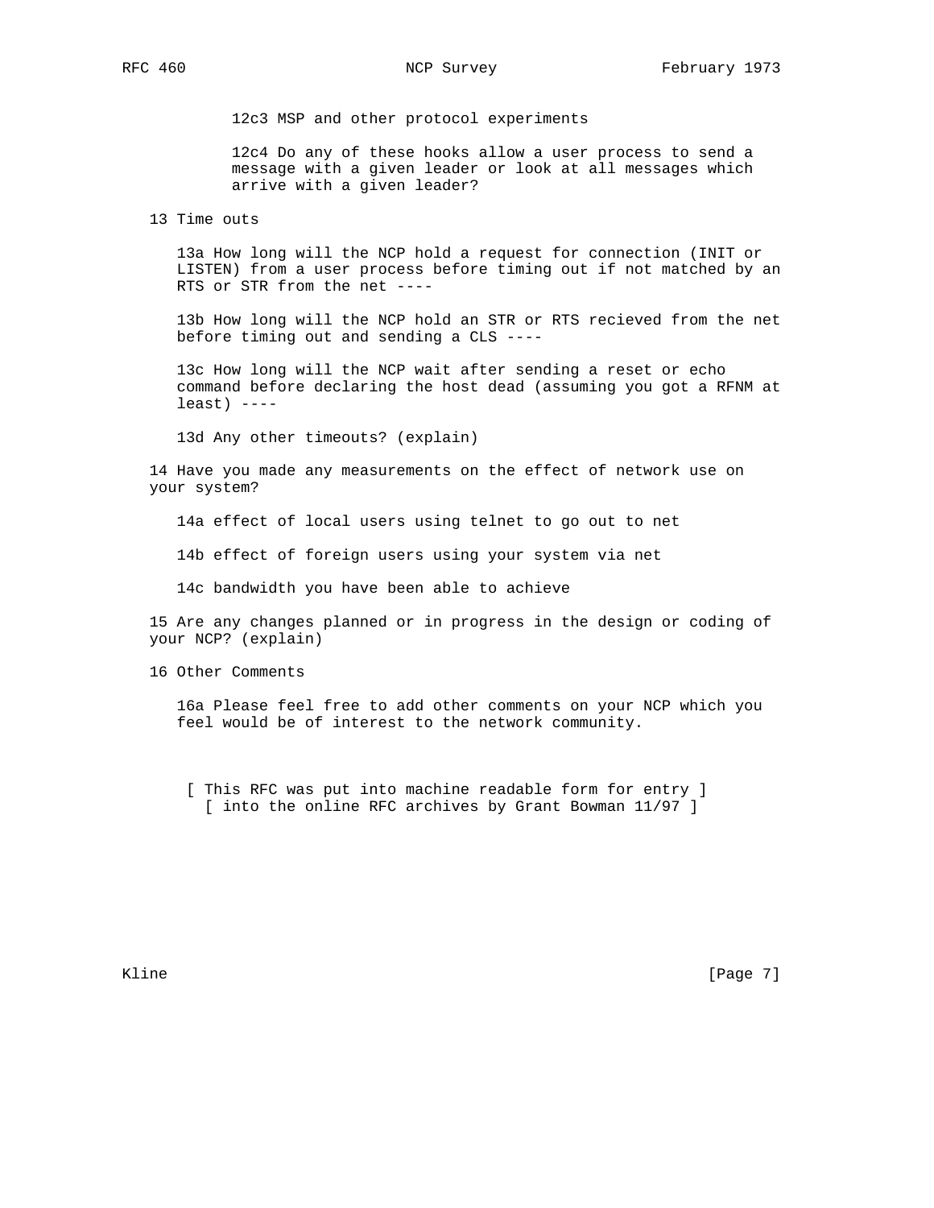12c3 MSP and other protocol experiments

12c4 Do any of these hooks allow a user process to send a message with a given leader or look at all messages which arrive with a given leader?

13 Time outs

13a How long will the NCP hold a request for connection (INIT or LISTEN) from a user process before timing out if not matched by an RTS or STR from the net ----

13b How long will the NCP hold an STR or RTS recieved from the net before timing out and sending a CLS ----

13c How long will the NCP wait after sending a reset or echo command before declaring the host dead (assuming you got a RFNM at least) ----

13d Any other timeouts? (explain)

14 Have you made any measurements on the effect of network use on your system?

14a effect of local users using telnet to go out to net

14b effect of foreign users using your system via net

14c bandwidth you have been able to achieve

15 Are any changes planned or in progress in the design or coding of your NCP? (explain)

16 Other Comments

16a Please feel free to add other comments on your NCP which you feel would be of interest to the network community.

[ This RFC was put into machine readable form for entry ]
[ into the online RFC archives by Grant Bowman 11/97 ]